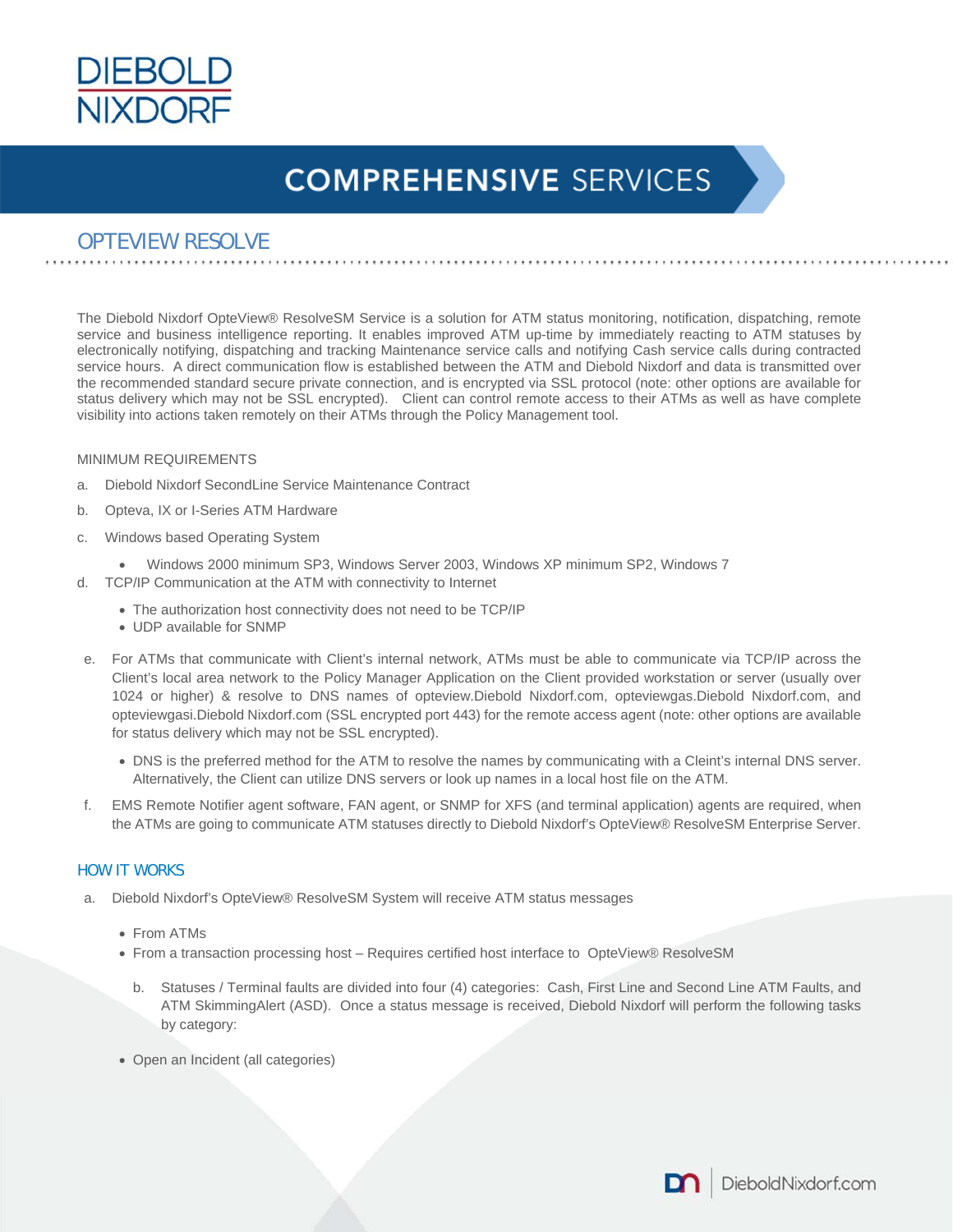# COMPREHENSIVE SERVICES

## OPTEVIEW RESOLVE

The Diebold Nixdorf OpteView® ResolveSM Service is a solution for ATM status monitoring, notification, dispatching, remote service and business intelligence reporting. It enables improved ATM up-time by immediately reacting to ATM statuses by electronically notifying, dispatching and tracking Maintenance service calls and notifying Cash service calls during contracted service hours. A direct communication flow is established between the ATM and Diebold Nixdorf and data is transmitted over the recommended standard secure private connection, and is encrypted via SSL protocol (note: other options are available for status delivery which may not be SSL encrypted). Client can control remote access to their ATMs as well as have complete visibility into actions taken remotely on their ATMs through the Policy Management tool.

MINIMUM REQUIREMENTS

a. Diebold Nixdorf SecondLine Service Maintenance Contract

b. Opteva, IX or I-Series ATM Hardware

c. Windows based Operating System

- Windows 2000 minimum SP3, Windows Server 2003, Windows XP minimum SP2, Windows 7

d. TCP/IP Communication at the ATM with connectivity to Internet

- The authorization host connectivity does not need to be TCP/IP
- UDP available for SNMP

e. For ATMs that communicate with Client's internal network, ATMs must be able to communicate via TCP/IP across the Client's local area network to the Policy Manager Application on the Client provided workstation or server (usually over 1024 or higher) & resolve to DNS names of opteview.Diebold Nixdorf.com, opteviewgas.Diebold Nixdorf.com, and opteviewgasi.Diebold Nixdorf.com (SSL encrypted port 443) for the remote access agent (note: other options are available for status delivery which may not be SSL encrypted).

- DNS is the preferred method for the ATM to resolve the names by communicating with a Cleint's internal DNS server. Alternatively, the Client can utilize DNS servers or look up names in a local host file on the ATM.

f. EMS Remote Notifier agent software, FAN agent, or SNMP for XFS (and terminal application) agents are required, when the ATMs are going to communicate ATM statuses directly to Diebold Nixdorf's OpteView® ResolveSM Enterprise Server.

## HOW IT WORKS

a. Diebold Nixdorf's OpteView® ResolveSM System will receive ATM status messages

- From ATMs
- From a transaction processing host – Requires certified host interface to OpteView® ResolveSM

b. Statuses / Terminal faults are divided into four (4) categories: Cash, First Line and Second Line ATM Faults, and ATM SkimmingAlert (ASD). Once a status message is received, Diebold Nixdorf will perform the following tasks by category:

- Open an Incident (all categories)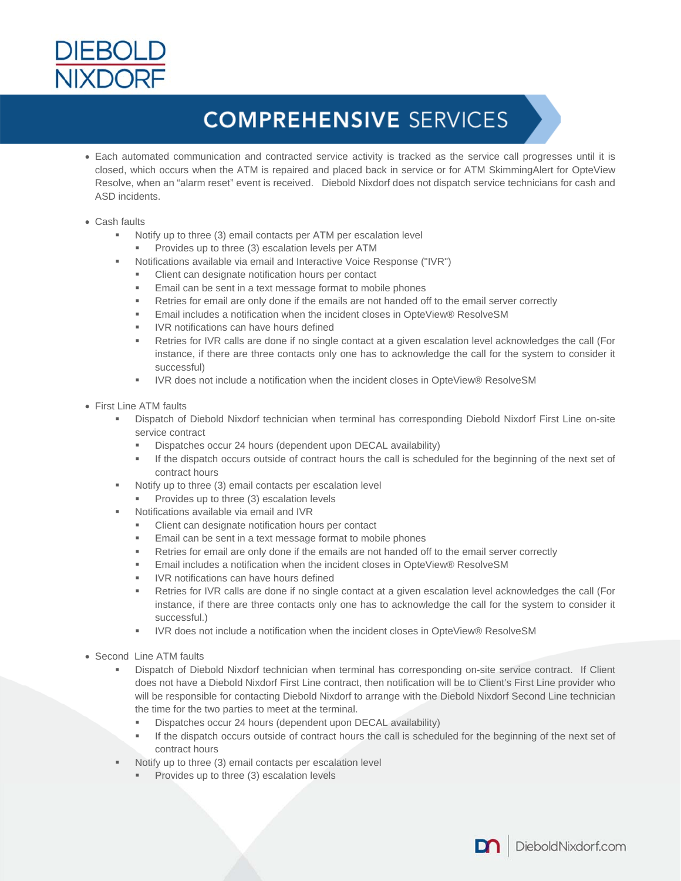# COMPREHENSIVE SERVICES

- Each automated communication and contracted service activity is tracked as the service call progresses until it is closed, which occurs when the ATM is repaired and placed back in service or for ATM SkimmingAlert for OpteView Resolve, when an "alarm reset" event is received. Diebold Nixdorf does not dispatch service technicians for cash and ASD incidents.

- Cash faults
  - Notify up to three (3) email contacts per ATM per escalation level
    - Provides up to three (3) escalation levels per ATM
  - Notifications available via email and Interactive Voice Response ("IVR")
    - Client can designate notification hours per contact
    - Email can be sent in a text message format to mobile phones
    - Retries for email are only done if the emails are not handed off to the email server correctly
    - Email includes a notification when the incident closes in OpteView® ResolveSM
    - IVR notifications can have hours defined
    - Retries for IVR calls are done if no single contact at a given escalation level acknowledges the call (For instance, if there are three contacts only one has to acknowledge the call for the system to consider it successful)
    - IVR does not include a notification when the incident closes in OpteView® ResolveSM

- First Line ATM faults
  - Dispatch of Diebold Nixdorf technician when terminal has corresponding Diebold Nixdorf First Line on-site service contract
    - Dispatches occur 24 hours (dependent upon DECAL availability)
    - If the dispatch occurs outside of contract hours the call is scheduled for the beginning of the next set of contract hours
  - Notify up to three (3) email contacts per escalation level
    - Provides up to three (3) escalation levels
  - Notifications available via email and IVR
    - Client can designate notification hours per contact
    - Email can be sent in a text message format to mobile phones
    - Retries for email are only done if the emails are not handed off to the email server correctly
    - Email includes a notification when the incident closes in OpteView® ResolveSM
    - IVR notifications can have hours defined
    - Retries for IVR calls are done if no single contact at a given escalation level acknowledges the call (For instance, if there are three contacts only one has to acknowledge the call for the system to consider it successful.)
    - IVR does not include a notification when the incident closes in OpteView® ResolveSM

- Second Line ATM faults
  - Dispatch of Diebold Nixdorf technician when terminal has corresponding on-site service contract. If Client does not have a Diebold Nixdorf First Line contract, then notification will be to Client's First Line provider who will be responsible for contacting Diebold Nixdorf to arrange with the Diebold Nixdorf Second Line technician the time for the two parties to meet at the terminal.
    - Dispatches occur 24 hours (dependent upon DECAL availability)
    - If the dispatch occurs outside of contract hours the call is scheduled for the beginning of the next set of contract hours
  - Notify up to three (3) email contacts per escalation level
    - Provides up to three (3) escalation levels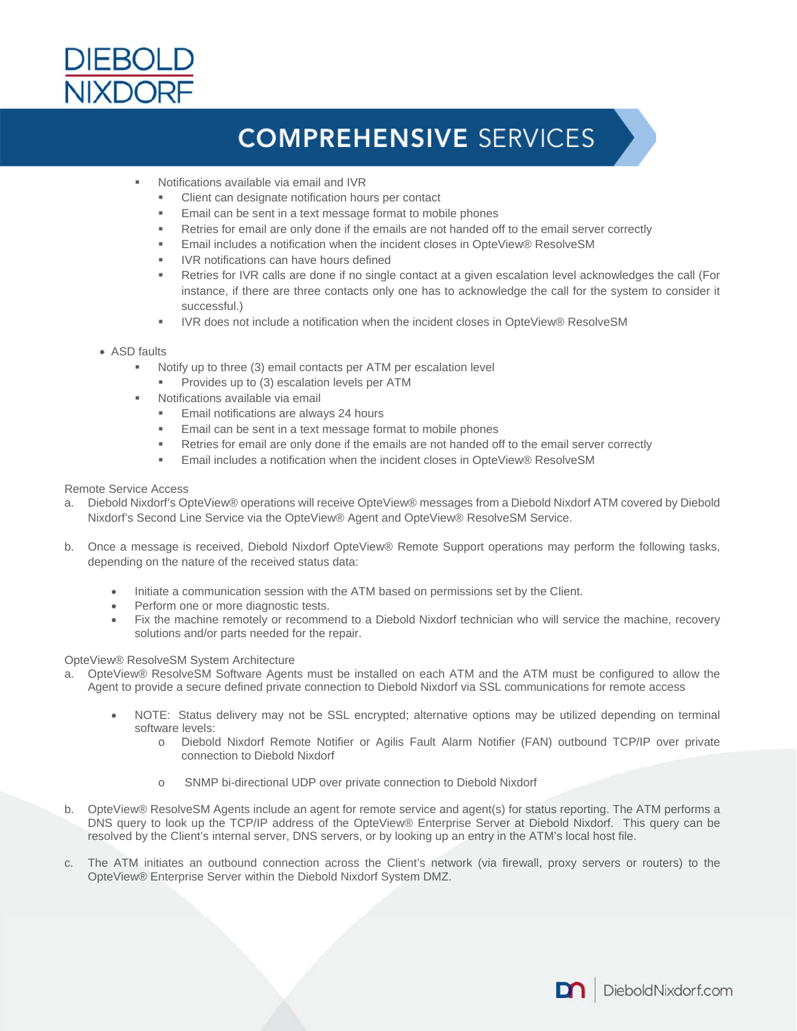- Notifications available via email and IVR
  - Client can designate notification hours per contact
  - Email can be sent in a text message format to mobile phones
  - Retries for email are only done if the emails are not handed off to the email server correctly
  - Email includes a notification when the incident closes in OpteView® ResolveSM
  - IVR notifications can have hours defined
  - Retries for IVR calls are done if no single contact at a given escalation level acknowledges the call (For instance, if there are three contacts only one has to acknowledge the call for the system to consider it successful.)
  - IVR does not include a notification when the incident closes in OpteView® ResolveSM

- ASD faults
  - Notify up to three (3) email contacts per ATM per escalation level
    - Provides up to (3) escalation levels per ATM
  - Notifications available via email
    - Email notifications are always 24 hours
    - Email can be sent in a text message format to mobile phones
    - Retries for email are only done if the emails are not handed off to the email server correctly
    - Email includes a notification when the incident closes in OpteView® ResolveSM

Remote Service Access

a. Diebold Nixdorf's OpteView® operations will receive OpteView® messages from a Diebold Nixdorf ATM covered by Diebold Nixdorf's Second Line Service via the OpteView® Agent and OpteView® ResolveSM Service.

b. Once a message is received, Diebold Nixdorf OpteView® Remote Support operations may perform the following tasks, depending on the nature of the received status data:

   - Initiate a communication session with the ATM based on permissions set by the Client.
   - Perform one or more diagnostic tests.
   - Fix the machine remotely or recommend to a Diebold Nixdorf technician who will service the machine, recovery solutions and/or parts needed for the repair.

OpteView® ResolveSM System Architecture

a. OpteView® ResolveSM Software Agents must be installed on each ATM and the ATM must be configured to allow the Agent to provide a secure defined private connection to Diebold Nixdorf via SSL communications for remote access

   - NOTE: Status delivery may not be SSL encrypted; alternative options may be utilized depending on terminal software levels:
     - Diebold Nixdorf Remote Notifier or Agilis Fault Alarm Notifier (FAN) outbound TCP/IP over private connection to Diebold Nixdorf
     - SNMP bi-directional UDP over private connection to Diebold Nixdorf

b. OpteView® ResolveSM Agents include an agent for remote service and agent(s) for status reporting. The ATM performs a DNS query to look up the TCP/IP address of the OpteView® Enterprise Server at Diebold Nixdorf. This query can be resolved by the Client's internal server, DNS servers, or by looking up an entry in the ATM's local host file.

c. The ATM initiates an outbound connection across the Client's network (via firewall, proxy servers or routers) to the OpteView® Enterprise Server within the Diebold Nixdorf System DMZ.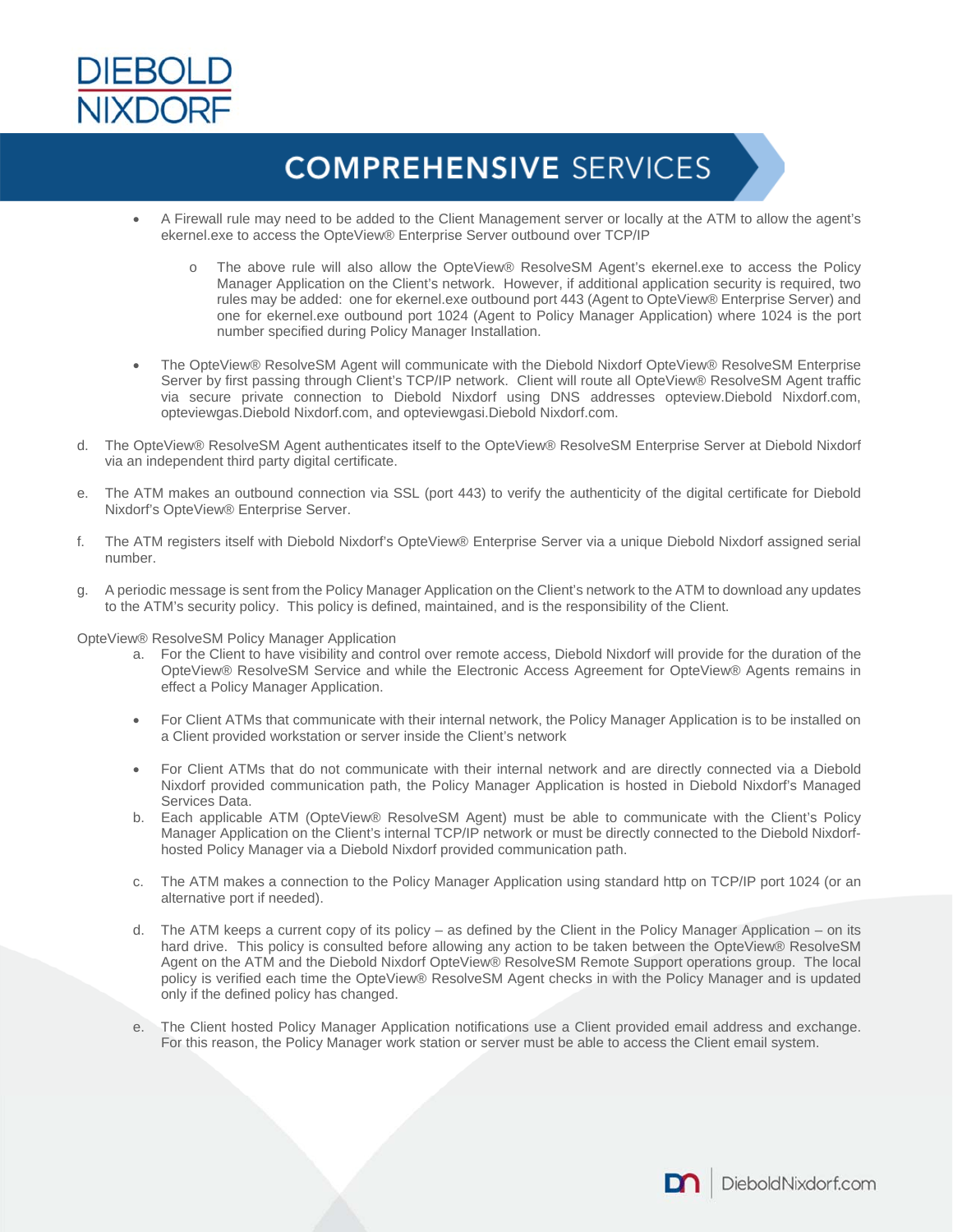- A Firewall rule may need to be added to the Client Management server or locally at the ATM to allow the agent's ekernel.exe to access the OpteView® Enterprise Server outbound over TCP/IP
  - The above rule will also allow the OpteView® ResolveSM Agent's ekernel.exe to access the Policy Manager Application on the Client's network. However, if additional application security is required, two rules may be added: one for ekernel.exe outbound port 443 (Agent to OpteView® Enterprise Server) and one for ekernel.exe outbound port 1024 (Agent to Policy Manager Application) where 1024 is the port number specified during Policy Manager Installation.
- The OpteView® ResolveSM Agent will communicate with the Diebold Nixdorf OpteView® ResolveSM Enterprise Server by first passing through Client's TCP/IP network. Client will route all OpteView® ResolveSM Agent traffic via secure private connection to Diebold Nixdorf using DNS addresses opteview.Diebold Nixdorf.com, opteviewgas.Diebold Nixdorf.com, and opteviewgasi.Diebold Nixdorf.com.

d. The OpteView® ResolveSM Agent authenticates itself to the OpteView® ResolveSM Enterprise Server at Diebold Nixdorf via an independent third party digital certificate.

e. The ATM makes an outbound connection via SSL (port 443) to verify the authenticity of the digital certificate for Diebold Nixdorf's OpteView® Enterprise Server.

f. The ATM registers itself with Diebold Nixdorf's OpteView® Enterprise Server via a unique Diebold Nixdorf assigned serial number.

g. A periodic message is sent from the Policy Manager Application on the Client's network to the ATM to download any updates to the ATM's security policy. This policy is defined, maintained, and is the responsibility of the Client.

OpteView® ResolveSM Policy Manager Application

a. For the Client to have visibility and control over remote access, Diebold Nixdorf will provide for the duration of the OpteView® ResolveSM Service and while the Electronic Access Agreement for OpteView® Agents remains in effect a Policy Manager Application.

- For Client ATMs that communicate with their internal network, the Policy Manager Application is to be installed on a Client provided workstation or server inside the Client's network
- For Client ATMs that do not communicate with their internal network and are directly connected via a Diebold Nixdorf provided communication path, the Policy Manager Application is hosted in Diebold Nixdorf's Managed Services Data.

b. Each applicable ATM (OpteView® ResolveSM Agent) must be able to communicate with the Client's Policy Manager Application on the Client's internal TCP/IP network or must be directly connected to the Diebold Nixdorf-hosted Policy Manager via a Diebold Nixdorf provided communication path.

c. The ATM makes a connection to the Policy Manager Application using standard http on TCP/IP port 1024 (or an alternative port if needed).

d. The ATM keeps a current copy of its policy – as defined by the Client in the Policy Manager Application – on its hard drive. This policy is consulted before allowing any action to be taken between the OpteView® ResolveSM Agent on the ATM and the Diebold Nixdorf OpteView® ResolveSM Remote Support operations group. The local policy is verified each time the OpteView® ResolveSM Agent checks in with the Policy Manager and is updated only if the defined policy has changed.

e. The Client hosted Policy Manager Application notifications use a Client provided email address and exchange. For this reason, the Policy Manager work station or server must be able to access the Client email system.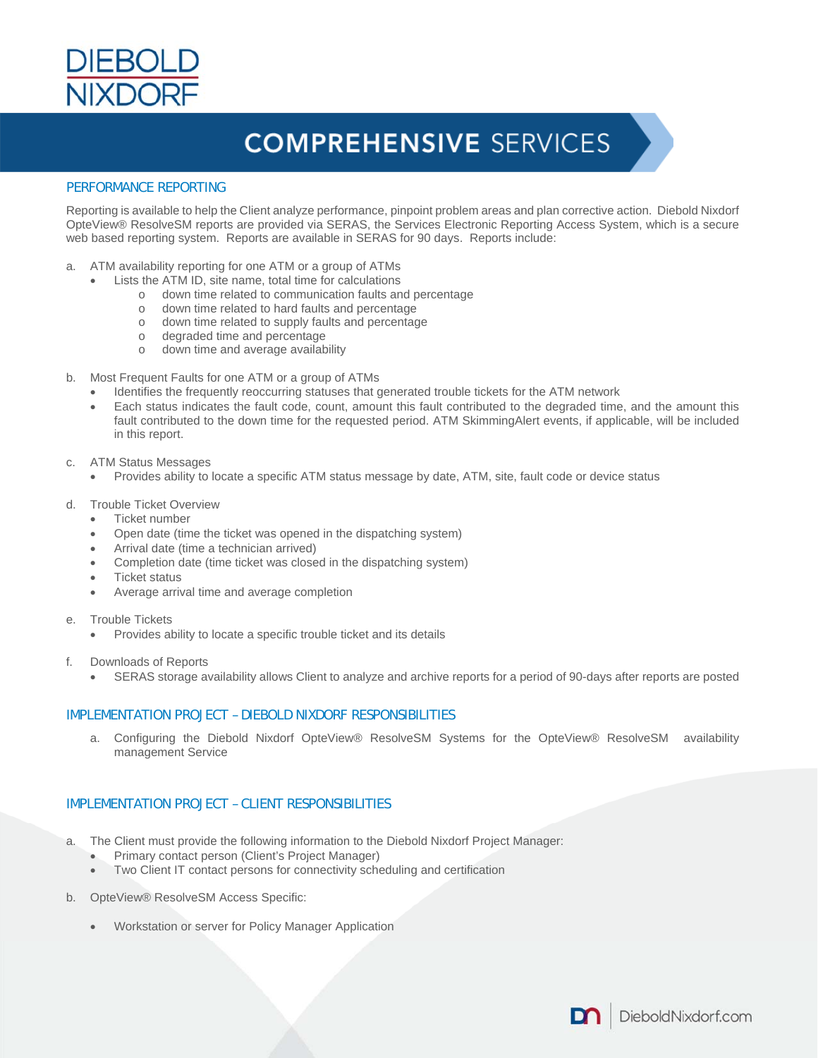## PERFORMANCE REPORTING

Reporting is available to help the Client analyze performance, pinpoint problem areas and plan corrective action. Diebold Nixdorf OpteView® ResolveSM reports are provided via SERAS, the Services Electronic Reporting Access System, which is a secure web based reporting system. Reports are available in SERAS for 90 days. Reports include:

a. ATM availability reporting for one ATM or a group of ATMs
   - Lists the ATM ID, site name, total time for calculations
     - down time related to communication faults and percentage
     - down time related to hard faults and percentage
     - down time related to supply faults and percentage
     - degraded time and percentage
     - down time and average availability

b. Most Frequent Faults for one ATM or a group of ATMs
   - Identifies the frequently reoccurring statuses that generated trouble tickets for the ATM network
   - Each status indicates the fault code, count, amount this fault contributed to the degraded time, and the amount this fault contributed to the down time for the requested period. ATM SkimmingAlert events, if applicable, will be included in this report.

c. ATM Status Messages
   - Provides ability to locate a specific ATM status message by date, ATM, site, fault code or device status

d. Trouble Ticket Overview
   - Ticket number
   - Open date (time the ticket was opened in the dispatching system)
   - Arrival date (time a technician arrived)
   - Completion date (time ticket was closed in the dispatching system)
   - Ticket status
   - Average arrival time and average completion

e. Trouble Tickets
   - Provides ability to locate a specific trouble ticket and its details

f. Downloads of Reports
   - SERAS storage availability allows Client to analyze and archive reports for a period of 90-days after reports are posted

## IMPLEMENTATION PROJECT – DIEBOLD NIXDORF RESPONSIBILITIES

a. Configuring the Diebold Nixdorf OpteView® ResolveSM Systems for the OpteView® ResolveSM availability management Service

## IMPLEMENTATION PROJECT – CLIENT RESPONSIBILITIES

a. The Client must provide the following information to the Diebold Nixdorf Project Manager:
   - Primary contact person (Client's Project Manager)
   - Two Client IT contact persons for connectivity scheduling and certification

b. OpteView® ResolveSM Access Specific:

   - Workstation or server for Policy Manager Application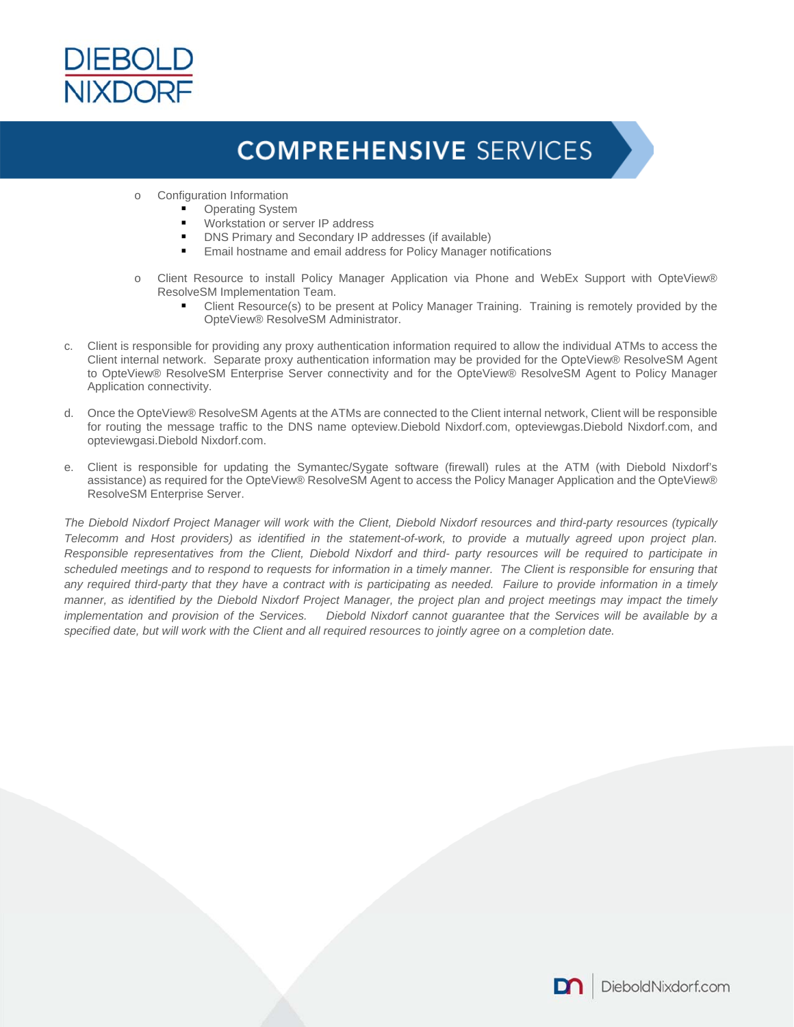- Configuration Information
  - Operating System
  - Workstation or server IP address
  - DNS Primary and Secondary IP addresses (if available)
  - Email hostname and email address for Policy Manager notifications

- Client Resource to install Policy Manager Application via Phone and WebEx Support with OpteView® ResolveSM Implementation Team.
  - Client Resource(s) to be present at Policy Manager Training. Training is remotely provided by the OpteView® ResolveSM Administrator.

c. Client is responsible for providing any proxy authentication information required to allow the individual ATMs to access the Client internal network. Separate proxy authentication information may be provided for the OpteView® ResolveSM Agent to OpteView® ResolveSM Enterprise Server connectivity and for the OpteView® ResolveSM Agent to Policy Manager Application connectivity.

d. Once the OpteView® ResolveSM Agents at the ATMs are connected to the Client internal network, Client will be responsible for routing the message traffic to the DNS name opteview.Diebold Nixdorf.com, opteviewgas.Diebold Nixdorf.com, and opteviewgasi.Diebold Nixdorf.com.

e. Client is responsible for updating the Symantec/Sygate software (firewall) rules at the ATM (with Diebold Nixdorf's assistance) as required for the OpteView® ResolveSM Agent to access the Policy Manager Application and the OpteView® ResolveSM Enterprise Server.

*The Diebold Nixdorf Project Manager will work with the Client, Diebold Nixdorf resources and third-party resources (typically Telecomm and Host providers) as identified in the statement-of-work, to provide a mutually agreed upon project plan. Responsible representatives from the Client, Diebold Nixdorf and third- party resources will be required to participate in scheduled meetings and to respond to requests for information in a timely manner. The Client is responsible for ensuring that any required third-party that they have a contract with is participating as needed. Failure to provide information in a timely manner, as identified by the Diebold Nixdorf Project Manager, the project plan and project meetings may impact the timely implementation and provision of the Services. Diebold Nixdorf cannot guarantee that the Services will be available by a specified date, but will work with the Client and all required resources to jointly agree on a completion date.*